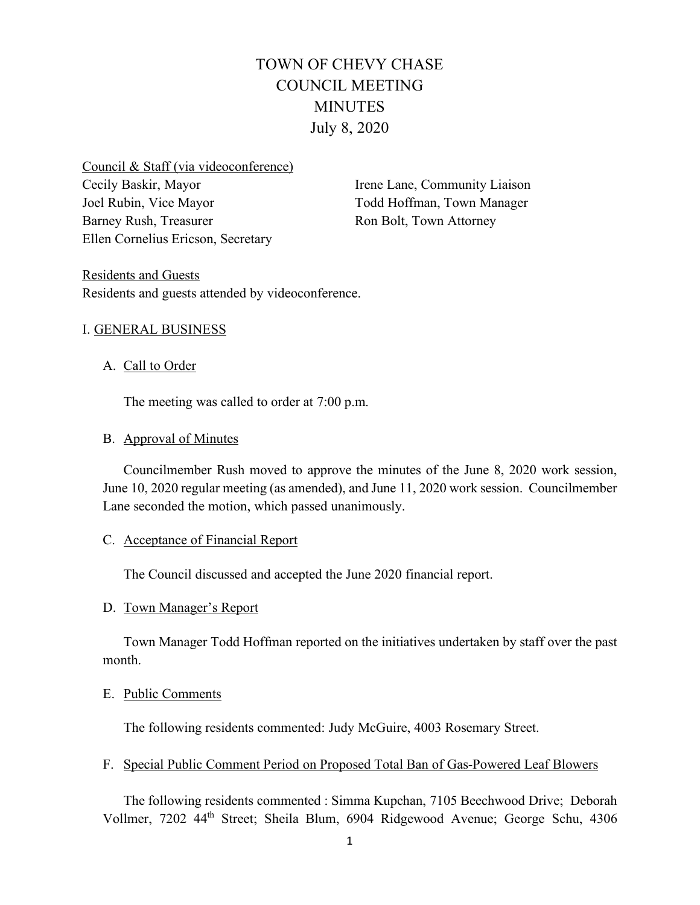# TOWN OF CHEVY CHASE
# COUNCIL MEETING
# MINUTES
# July 8, 2020

Council & Staff (via videoconference)

Cecily Baskir, Mayor
Joel Rubin, Vice Mayor
Barney Rush, Treasurer
Ellen Cornelius Ericson, Secretary
Irene Lane, Community Liaison
Todd Hoffman, Town Manager
Ron Bolt, Town Attorney

Residents and Guests

Residents and guests attended by videoconference.

## I. GENERAL BUSINESS

### A. Call to Order

The meeting was called to order at 7:00 p.m.

### B. Approval of Minutes

Councilmember Rush moved to approve the minutes of the June 8, 2020 work session, June 10, 2020 regular meeting (as amended), and June 11, 2020 work session. Councilmember Lane seconded the motion, which passed unanimously.

### C. Acceptance of Financial Report

The Council discussed and accepted the June 2020 financial report.

### D. Town Manager's Report

Town Manager Todd Hoffman reported on the initiatives undertaken by staff over the past month.

### E. Public Comments

The following residents commented: Judy McGuire, 4003 Rosemary Street.

### F. Special Public Comment Period on Proposed Total Ban of Gas-Powered Leaf Blowers

The following residents commented : Simma Kupchan, 7105 Beechwood Drive; Deborah Vollmer, 7202 44th Street; Sheila Blum, 6904 Ridgewood Avenue; George Schu, 4306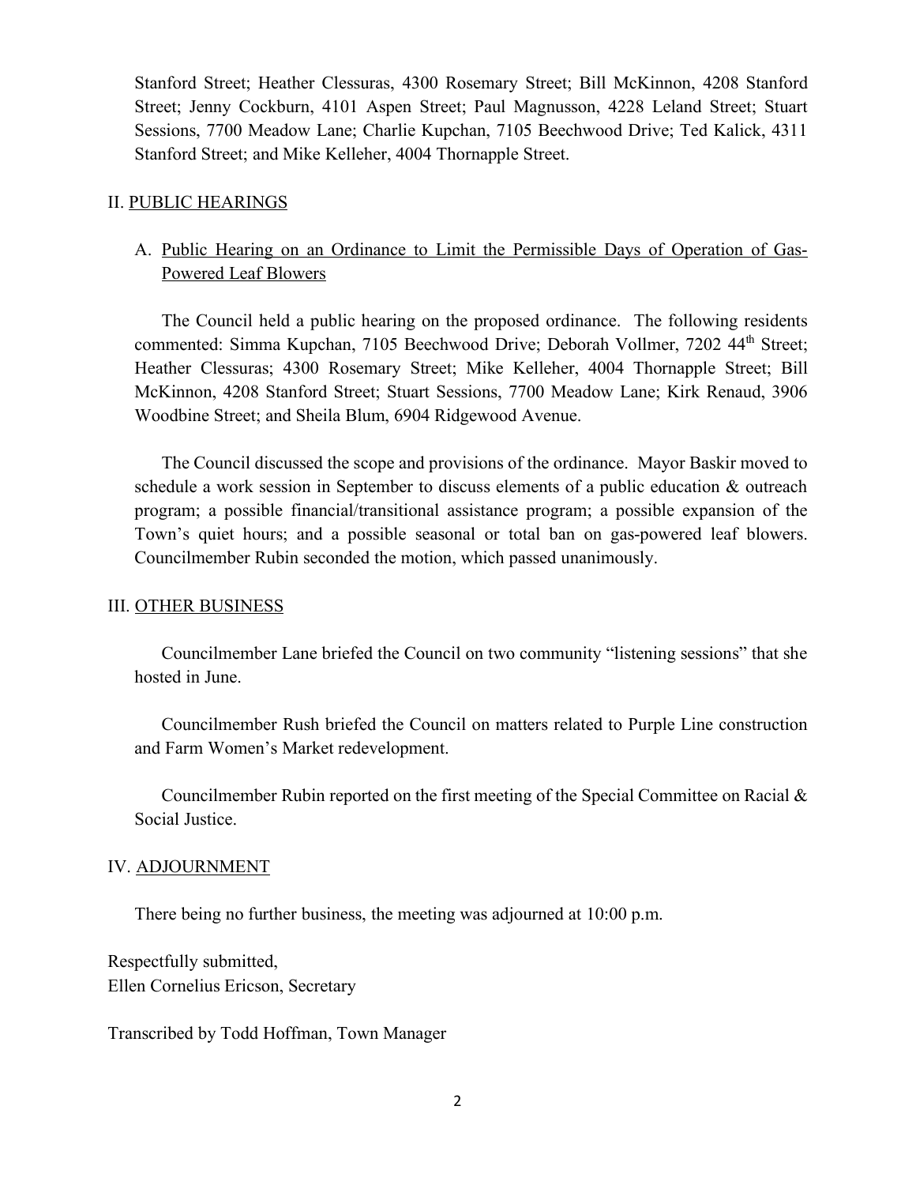Stanford Street; Heather Clessuras, 4300 Rosemary Street; Bill McKinnon, 4208 Stanford Street; Jenny Cockburn, 4101 Aspen Street; Paul Magnusson, 4228 Leland Street; Stuart Sessions, 7700 Meadow Lane; Charlie Kupchan, 7105 Beechwood Drive; Ted Kalick, 4311 Stanford Street; and Mike Kelleher, 4004 Thornapple Street.

## II. PUBLIC HEARINGS

### A. Public Hearing on an Ordinance to Limit the Permissible Days of Operation of Gas-Powered Leaf Blowers

The Council held a public hearing on the proposed ordinance. The following residents commented: Simma Kupchan, 7105 Beechwood Drive; Deborah Vollmer, 7202 44th Street; Heather Clessuras; 4300 Rosemary Street; Mike Kelleher, 4004 Thornapple Street; Bill McKinnon, 4208 Stanford Street; Stuart Sessions, 7700 Meadow Lane; Kirk Renaud, 3906 Woodbine Street; and Sheila Blum, 6904 Ridgewood Avenue.

The Council discussed the scope and provisions of the ordinance. Mayor Baskir moved to schedule a work session in September to discuss elements of a public education & outreach program; a possible financial/transitional assistance program; a possible expansion of the Town's quiet hours; and a possible seasonal or total ban on gas-powered leaf blowers. Councilmember Rubin seconded the motion, which passed unanimously.

## III. OTHER BUSINESS

Councilmember Lane briefed the Council on two community "listening sessions" that she hosted in June.

Councilmember Rush briefed the Council on matters related to Purple Line construction and Farm Women's Market redevelopment.

Councilmember Rubin reported on the first meeting of the Special Committee on Racial & Social Justice.

## IV. ADJOURNMENT

There being no further business, the meeting was adjourned at 10:00 p.m.

Respectfully submitted,
Ellen Cornelius Ericson, Secretary

Transcribed by Todd Hoffman, Town Manager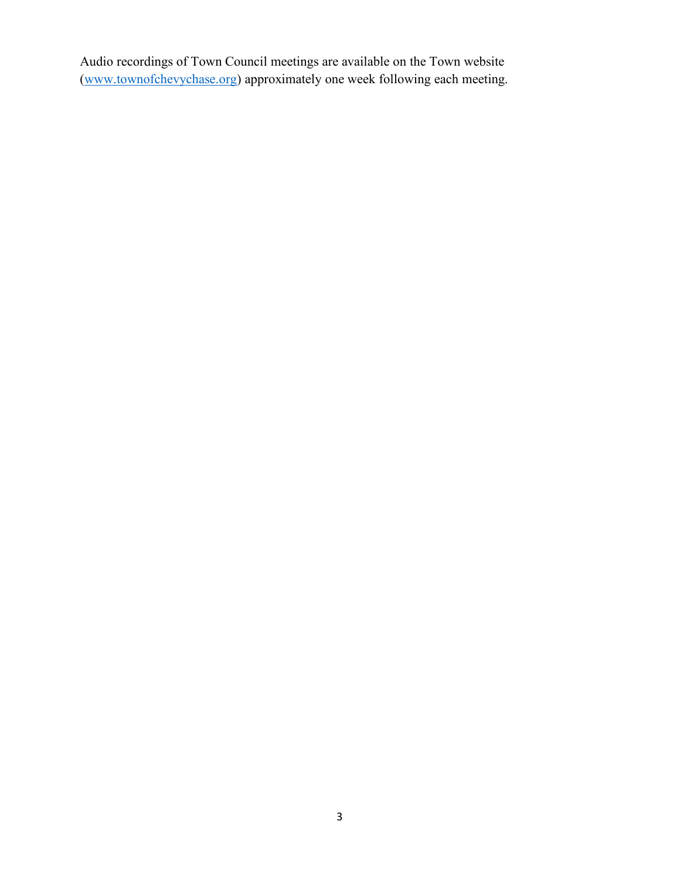Audio recordings of Town Council meetings are available on the Town website (www.townofchevychase.org) approximately one week following each meeting.